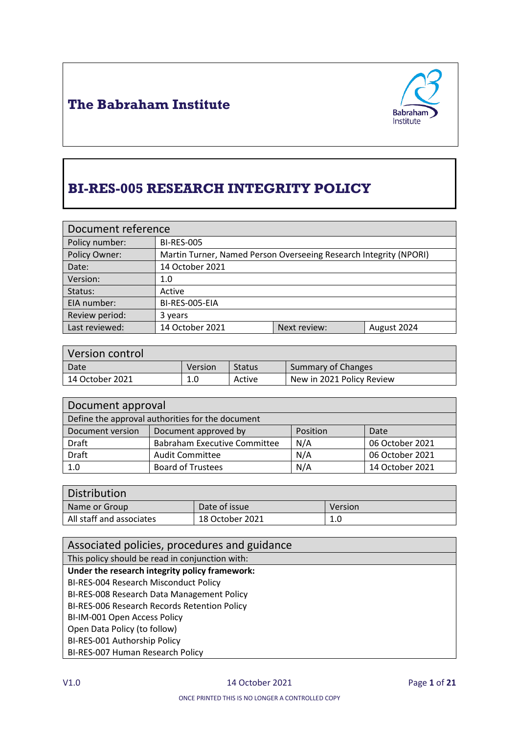# The Babraham Institute

# BI-RES-005 RESEARCH INTEGRITY POLICY

| Document reference | | | |
|---|---|---|---|
| Policy number: | BI-RES-005 | | |
| Policy Owner: | Martin Turner, Named Person Overseeing Research Integrity (NPORI) | | |
| Date: | 14 October 2021 | | |
| Version: | 1.0 | | |
| Status: | Active | | |
| EIA number: | BI-RES-005-EIA | | |
| Review period: | 3 years | | |
| Last reviewed: | 14 October 2021 | Next review: | August 2024 |

| Version control | | | |
|---|---|---|---|
| Date | Version | Status | Summary of Changes |
| 14 October 2021 | 1.0 | Active | New in 2021 Policy Review |

| Document approval | | | |
|---|---|---|---|
| Define the approval authorities for the document | | | |
| Document version | Document approved by | Position | Date |
| Draft | Babraham Executive Committee | N/A | 06 October 2021 |
| Draft | Audit Committee | N/A | 06 October 2021 |
| 1.0 | Board of Trustees | N/A | 14 October 2021 |

| Distribution | | |
|---|---|---|
| Name or Group | Date of issue | Version |
| All staff and associates | 18 October 2021 | 1.0 |

| Associated policies, procedures and guidance |
|---|
| This policy should be read in conjunction with: |
| **Under the research integrity policy framework:** |
| BI-RES-004 Research Misconduct Policy |
| BI-RES-008 Research Data Management Policy |
| BI-RES-006 Research Records Retention Policy |
| BI-IM-001 Open Access Policy |
| Open Data Policy (to follow) |
| BI-RES-001 Authorship Policy |
| BI-RES-007 Human Research Policy |

ONCE PRINTED THIS IS NO LONGER A CONTROLLED COPY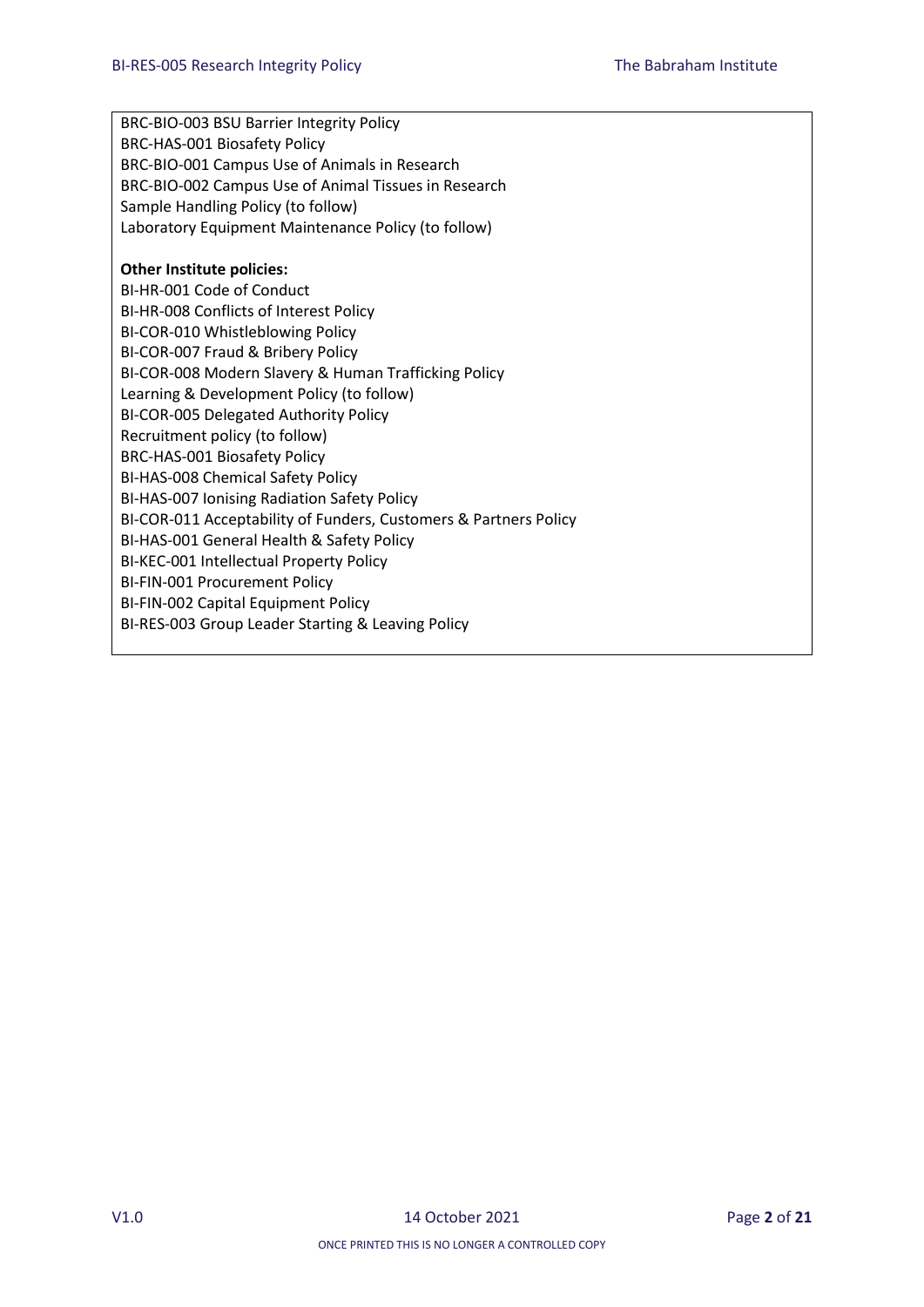BRC-BIO-003 BSU Barrier Integrity Policy
BRC-HAS-001 Biosafety Policy
BRC-BIO-001 Campus Use of Animals in Research
BRC-BIO-002 Campus Use of Animal Tissues in Research
Sample Handling Policy (to follow)
Laboratory Equipment Maintenance Policy (to follow)

**Other Institute policies:**

BI-HR-001 Code of Conduct
BI-HR-008 Conflicts of Interest Policy
BI-COR-010 Whistleblowing Policy
BI-COR-007 Fraud & Bribery Policy
BI-COR-008 Modern Slavery & Human Trafficking Policy
Learning & Development Policy (to follow)
BI-COR-005 Delegated Authority Policy
Recruitment policy (to follow)
BRC-HAS-001 Biosafety Policy
BI-HAS-008 Chemical Safety Policy
BI-HAS-007 Ionising Radiation Safety Policy
BI-COR-011 Acceptability of Funders, Customers & Partners Policy
BI-HAS-001 General Health & Safety Policy
BI-KEC-001 Intellectual Property Policy
BI-FIN-001 Procurement Policy
BI-FIN-002 Capital Equipment Policy
BI-RES-003 Group Leader Starting & Leaving Policy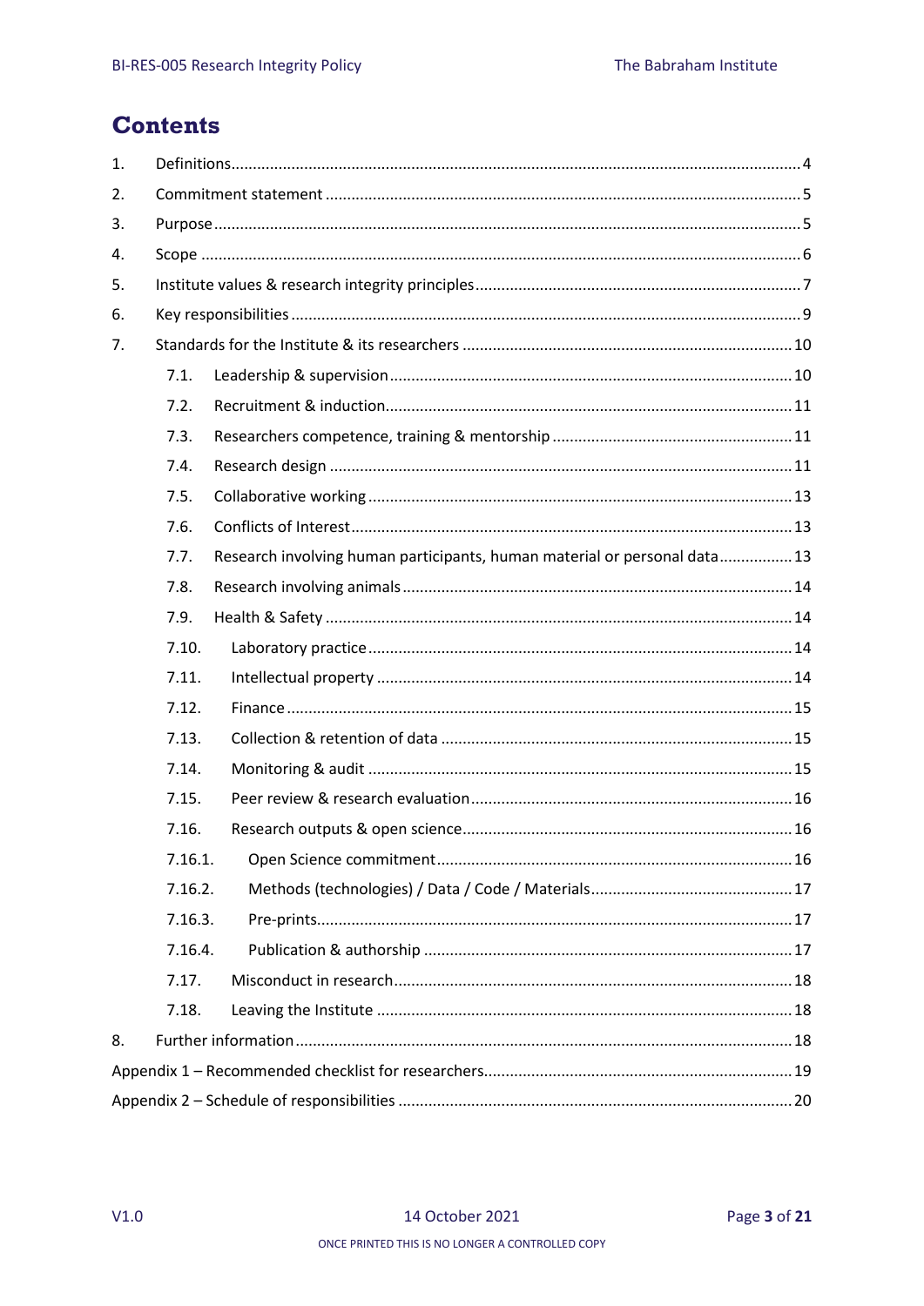# Contents

1. Definitions .......... 4
2. Commitment statement .......... 5
3. Purpose .......... 5
4. Scope .......... 6
5. Institute values & research integrity principles .......... 7
6. Key responsibilities .......... 9
7. Standards for the Institute & its researchers .......... 10
   - 7.1. Leadership & supervision .......... 10
   - 7.2. Recruitment & induction .......... 11
   - 7.3. Researchers competence, training & mentorship .......... 11
   - 7.4. Research design .......... 11
   - 7.5. Collaborative working .......... 13
   - 7.6. Conflicts of Interest .......... 13
   - 7.7. Research involving human participants, human material or personal data .......... 13
   - 7.8. Research involving animals .......... 14
   - 7.9. Health & Safety .......... 14
   - 7.10. Laboratory practice .......... 14
   - 7.11. Intellectual property .......... 14
   - 7.12. Finance .......... 15
   - 7.13. Collection & retention of data .......... 15
   - 7.14. Monitoring & audit .......... 15
   - 7.15. Peer review & research evaluation .......... 16
   - 7.16. Research outputs & open science .......... 16
     - 7.16.1. Open Science commitment .......... 16
     - 7.16.2. Methods (technologies) / Data / Code / Materials .......... 17
     - 7.16.3. Pre-prints .......... 17
     - 7.16.4. Publication & authorship .......... 17
   - 7.17. Misconduct in research .......... 18
   - 7.18. Leaving the Institute .......... 18
8. Further information .......... 18

Appendix 1 – Recommended checklist for researchers .......... 19

Appendix 2 – Schedule of responsibilities .......... 20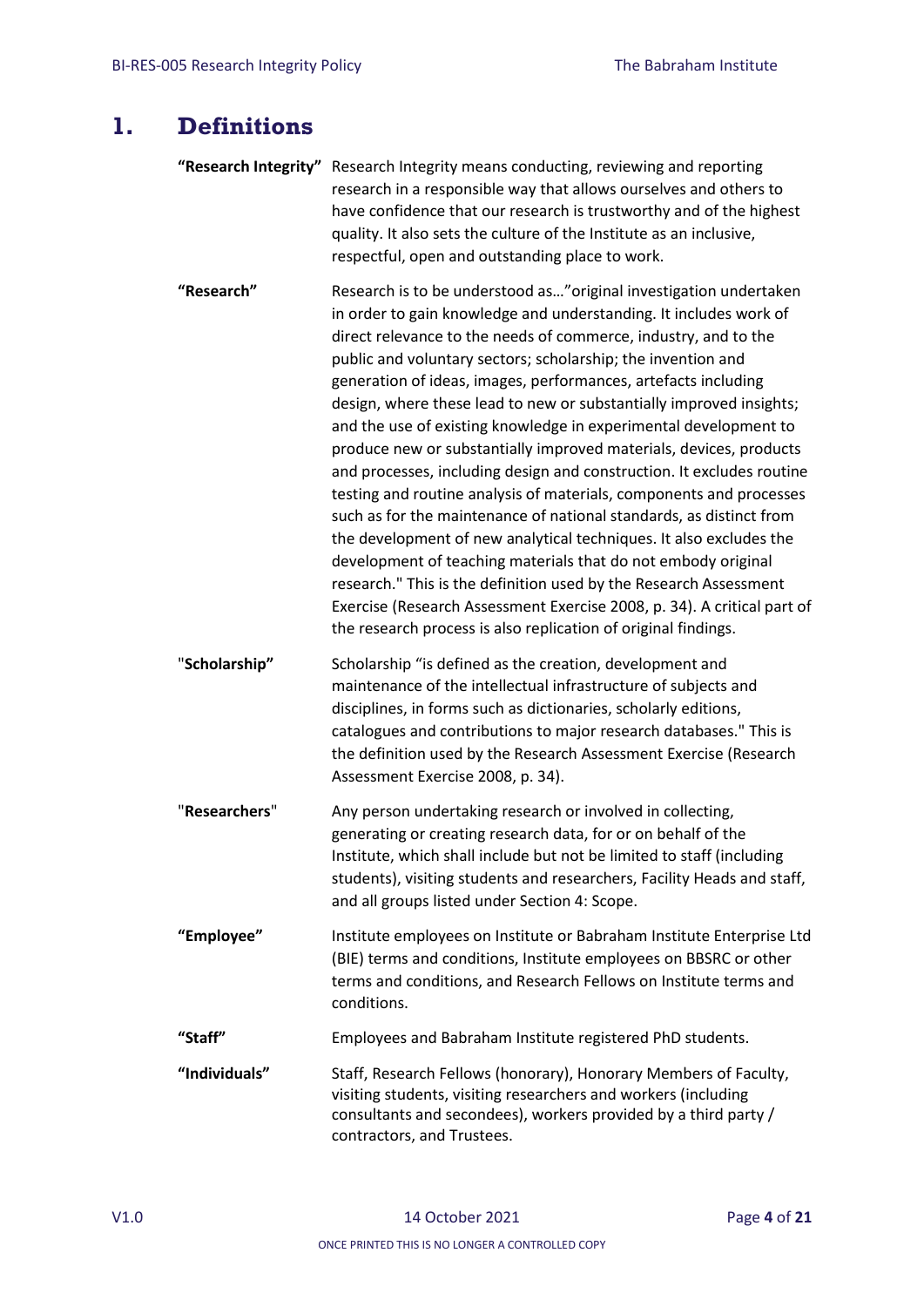# 1. Definitions

**"Research Integrity"** Research Integrity means conducting, reviewing and reporting research in a responsible way that allows ourselves and others to have confidence that our research is trustworthy and of the highest quality. It also sets the culture of the Institute as an inclusive, respectful, open and outstanding place to work.

**"Research"** Research is to be understood as…"original investigation undertaken in order to gain knowledge and understanding. It includes work of direct relevance to the needs of commerce, industry, and to the public and voluntary sectors; scholarship; the invention and generation of ideas, images, performances, artefacts including design, where these lead to new or substantially improved insights; and the use of existing knowledge in experimental development to produce new or substantially improved materials, devices, products and processes, including design and construction. It excludes routine testing and routine analysis of materials, components and processes such as for the maintenance of national standards, as distinct from the development of new analytical techniques. It also excludes the development of teaching materials that do not embody original research." This is the definition used by the Research Assessment Exercise (Research Assessment Exercise 2008, p. 34). A critical part of the research process is also replication of original findings.

"**Scholarship"** Scholarship "is defined as the creation, development and maintenance of the intellectual infrastructure of subjects and disciplines, in forms such as dictionaries, scholarly editions, catalogues and contributions to major research databases." This is the definition used by the Research Assessment Exercise (Research Assessment Exercise 2008, p. 34).

"**Researchers**" Any person undertaking research or involved in collecting, generating or creating research data, for or on behalf of the Institute, which shall include but not be limited to staff (including students), visiting students and researchers, Facility Heads and staff, and all groups listed under Section 4: Scope.

**"Employee"** Institute employees on Institute or Babraham Institute Enterprise Ltd (BIE) terms and conditions, Institute employees on BBSRC or other terms and conditions, and Research Fellows on Institute terms and conditions.

**"Staff"** Employees and Babraham Institute registered PhD students.

**"Individuals"** Staff, Research Fellows (honorary), Honorary Members of Faculty, visiting students, visiting researchers and workers (including consultants and secondees), workers provided by a third party / contractors, and Trustees.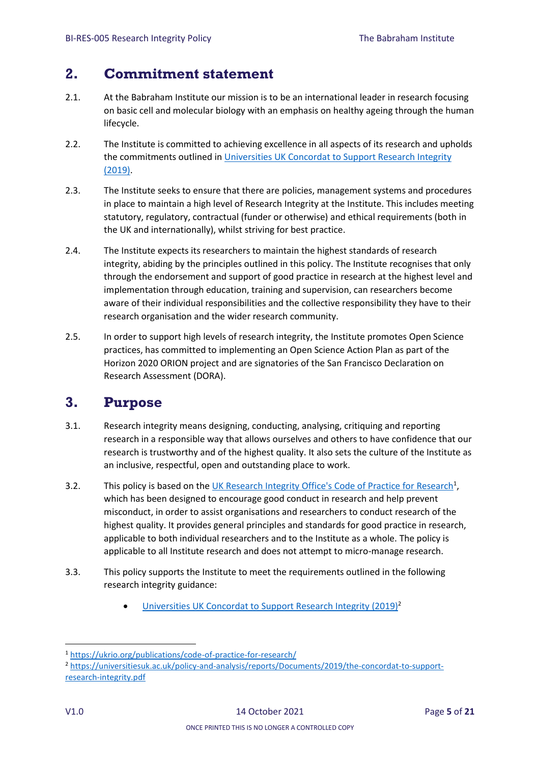## 2. Commitment statement

2.1. At the Babraham Institute our mission is to be an international leader in research focusing on basic cell and molecular biology with an emphasis on healthy ageing through the human lifecycle.

2.2. The Institute is committed to achieving excellence in all aspects of its research and upholds the commitments outlined in Universities UK Concordat to Support Research Integrity (2019).

2.3. The Institute seeks to ensure that there are policies, management systems and procedures in place to maintain a high level of Research Integrity at the Institute. This includes meeting statutory, regulatory, contractual (funder or otherwise) and ethical requirements (both in the UK and internationally), whilst striving for best practice.

2.4. The Institute expects its researchers to maintain the highest standards of research integrity, abiding by the principles outlined in this policy. The Institute recognises that only through the endorsement and support of good practice in research at the highest level and implementation through education, training and supervision, can researchers become aware of their individual responsibilities and the collective responsibility they have to their research organisation and the wider research community.

2.5. In order to support high levels of research integrity, the Institute promotes Open Science practices, has committed to implementing an Open Science Action Plan as part of the Horizon 2020 ORION project and are signatories of the San Francisco Declaration on Research Assessment (DORA).

## 3. Purpose

3.1. Research integrity means designing, conducting, analysing, critiquing and reporting research in a responsible way that allows ourselves and others to have confidence that our research is trustworthy and of the highest quality. It also sets the culture of the Institute as an inclusive, respectful, open and outstanding place to work.

3.2. This policy is based on the UK Research Integrity Office's Code of Practice for Research[1], which has been designed to encourage good conduct in research and help prevent misconduct, in order to assist organisations and researchers to conduct research of the highest quality. It provides general principles and standards for good practice in research, applicable to both individual researchers and to the Institute as a whole. The policy is applicable to all Institute research and does not attempt to micro-manage research.

3.3. This policy supports the Institute to meet the requirements outlined in the following research integrity guidance:

- Universities UK Concordat to Support Research Integrity (2019)[2]

---

[1] https://ukrio.org/publications/code-of-practice-for-research/

[2] https://universitiesuk.ac.uk/policy-and-analysis/reports/Documents/2019/the-concordat-to-support-research-integrity.pdf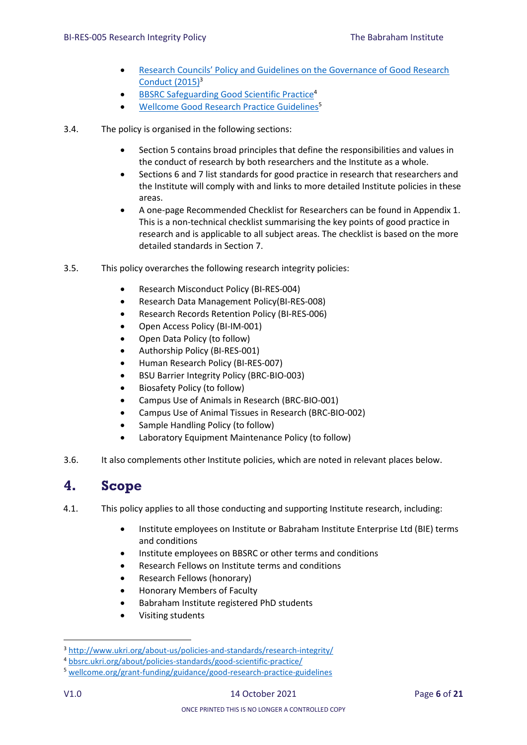- [Research Councils' Policy and Guidelines on the Governance of Good Research Conduct (2015)](http://www.ukri.org/about-us/policies-and-standards/research-integrity/)[3]
- [BBSRC Safeguarding Good Scientific Practice](bbsrc.ukri.org/about/policies-standards/good-scientific-practice/)[4]
- [Wellcome Good Research Practice Guidelines](wellcome.org/grant-funding/guidance/good-research-practice-guidelines)[5]

3.4. The policy is organised in the following sections:

- Section 5 contains broad principles that define the responsibilities and values in the conduct of research by both researchers and the Institute as a whole.
- Sections 6 and 7 list standards for good practice in research that researchers and the Institute will comply with and links to more detailed Institute policies in these areas.
- A one-page Recommended Checklist for Researchers can be found in Appendix 1. This is a non-technical checklist summarising the key points of good practice in research and is applicable to all subject areas. The checklist is based on the more detailed standards in Section 7.

3.5. This policy overarches the following research integrity policies:

- Research Misconduct Policy (BI-RES-004)
- Research Data Management Policy(BI-RES-008)
- Research Records Retention Policy (BI-RES-006)
- Open Access Policy (BI-IM-001)
- Open Data Policy (to follow)
- Authorship Policy (BI-RES-001)
- Human Research Policy (BI-RES-007)
- BSU Barrier Integrity Policy (BRC-BIO-003)
- Biosafety Policy (to follow)
- Campus Use of Animals in Research (BRC-BIO-001)
- Campus Use of Animal Tissues in Research (BRC-BIO-002)
- Sample Handling Policy (to follow)
- Laboratory Equipment Maintenance Policy (to follow)

3.6. It also complements other Institute policies, which are noted in relevant places below.

# 4. Scope

4.1. This policy applies to all those conducting and supporting Institute research, including:

- Institute employees on Institute or Babraham Institute Enterprise Ltd (BIE) terms and conditions
- Institute employees on BBSRC or other terms and conditions
- Research Fellows on Institute terms and conditions
- Research Fellows (honorary)
- Honorary Members of Faculty
- Babraham Institute registered PhD students
- Visiting students

---

[3] http://www.ukri.org/about-us/policies-and-standards/research-integrity/
[4] bbsrc.ukri.org/about/policies-standards/good-scientific-practice/
[5] wellcome.org/grant-funding/guidance/good-research-practice-guidelines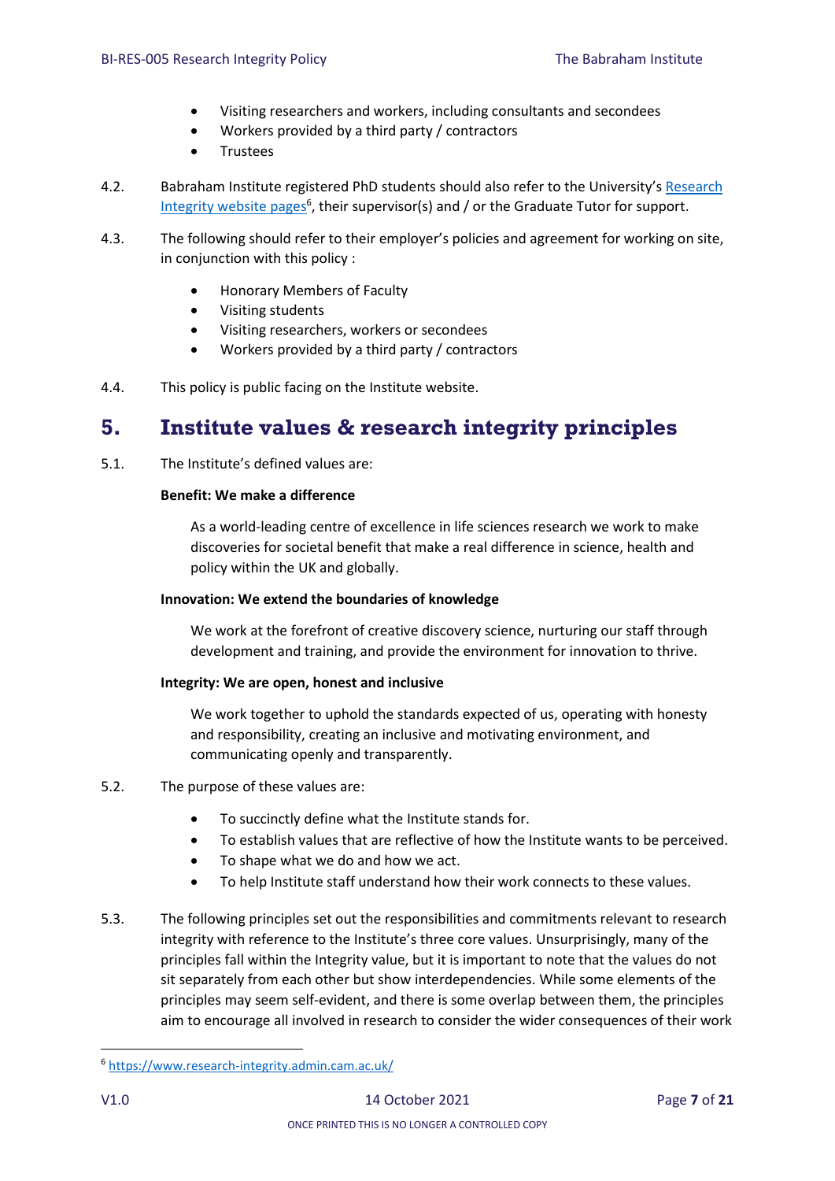- Visiting researchers and workers, including consultants and secondees
- Workers provided by a third party / contractors
- Trustees

4.2. Babraham Institute registered PhD students should also refer to the University's [Research Integrity website pages](https://www.research-integrity.admin.cam.ac.uk/)[6], their supervisor(s) and / or the Graduate Tutor for support.

4.3. The following should refer to their employer's policies and agreement for working on site, in conjunction with this policy :

- Honorary Members of Faculty
- Visiting students
- Visiting researchers, workers or secondees
- Workers provided by a third party / contractors

4.4. This policy is public facing on the Institute website.

# 5. Institute values & research integrity principles

5.1. The Institute's defined values are:

**Benefit: We make a difference**

As a world-leading centre of excellence in life sciences research we work to make discoveries for societal benefit that make a real difference in science, health and policy within the UK and globally.

**Innovation: We extend the boundaries of knowledge**

We work at the forefront of creative discovery science, nurturing our staff through development and training, and provide the environment for innovation to thrive.

**Integrity: We are open, honest and inclusive**

We work together to uphold the standards expected of us, operating with honesty and responsibility, creating an inclusive and motivating environment, and communicating openly and transparently.

5.2. The purpose of these values are:

- To succinctly define what the Institute stands for.
- To establish values that are reflective of how the Institute wants to be perceived.
- To shape what we do and how we act.
- To help Institute staff understand how their work connects to these values.

5.3. The following principles set out the responsibilities and commitments relevant to research integrity with reference to the Institute's three core values. Unsurprisingly, many of the principles fall within the Integrity value, but it is important to note that the values do not sit separately from each other but show interdependencies. While some elements of the principles may seem self-evident, and there is some overlap between them, the principles aim to encourage all involved in research to consider the wider consequences of their work

[6] https://www.research-integrity.admin.cam.ac.uk/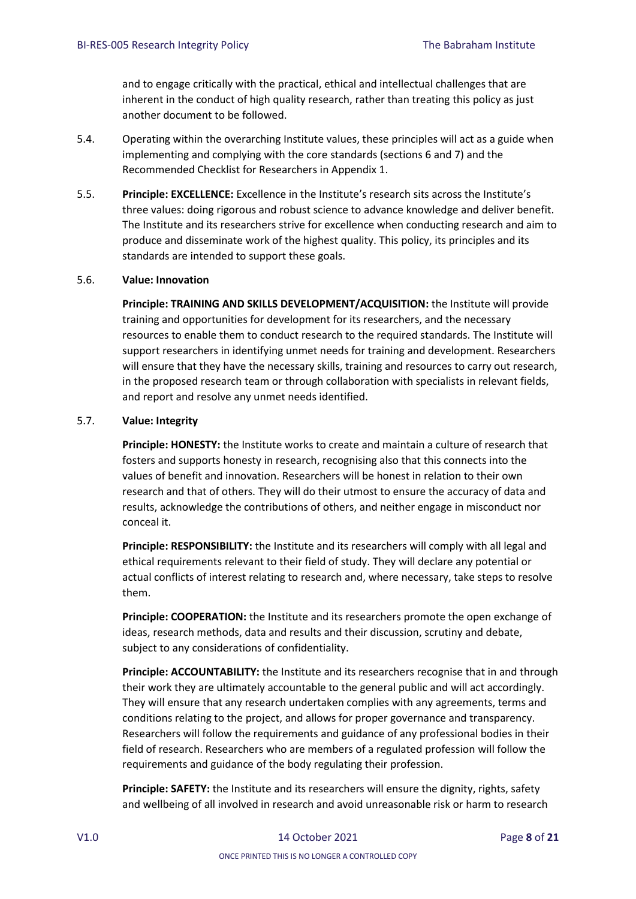and to engage critically with the practical, ethical and intellectual challenges that are inherent in the conduct of high quality research, rather than treating this policy as just another document to be followed.

5.4. Operating within the overarching Institute values, these principles will act as a guide when implementing and complying with the core standards (sections 6 and 7) and the Recommended Checklist for Researchers in Appendix 1.

5.5. **Principle: EXCELLENCE:** Excellence in the Institute's research sits across the Institute's three values: doing rigorous and robust science to advance knowledge and deliver benefit. The Institute and its researchers strive for excellence when conducting research and aim to produce and disseminate work of the highest quality. This policy, its principles and its standards are intended to support these goals.

5.6. **Value: Innovation**

**Principle: TRAINING AND SKILLS DEVELOPMENT/ACQUISITION:** the Institute will provide training and opportunities for development for its researchers, and the necessary resources to enable them to conduct research to the required standards. The Institute will support researchers in identifying unmet needs for training and development. Researchers will ensure that they have the necessary skills, training and resources to carry out research, in the proposed research team or through collaboration with specialists in relevant fields, and report and resolve any unmet needs identified.

5.7. **Value: Integrity**

**Principle: HONESTY:** the Institute works to create and maintain a culture of research that fosters and supports honesty in research, recognising also that this connects into the values of benefit and innovation. Researchers will be honest in relation to their own research and that of others. They will do their utmost to ensure the accuracy of data and results, acknowledge the contributions of others, and neither engage in misconduct nor conceal it.

**Principle: RESPONSIBILITY:** the Institute and its researchers will comply with all legal and ethical requirements relevant to their field of study. They will declare any potential or actual conflicts of interest relating to research and, where necessary, take steps to resolve them.

**Principle: COOPERATION:** the Institute and its researchers promote the open exchange of ideas, research methods, data and results and their discussion, scrutiny and debate, subject to any considerations of confidentiality.

**Principle: ACCOUNTABILITY:** the Institute and its researchers recognise that in and through their work they are ultimately accountable to the general public and will act accordingly. They will ensure that any research undertaken complies with any agreements, terms and conditions relating to the project, and allows for proper governance and transparency. Researchers will follow the requirements and guidance of any professional bodies in their field of research. Researchers who are members of a regulated profession will follow the requirements and guidance of the body regulating their profession.

**Principle: SAFETY:** the Institute and its researchers will ensure the dignity, rights, safety and wellbeing of all involved in research and avoid unreasonable risk or harm to research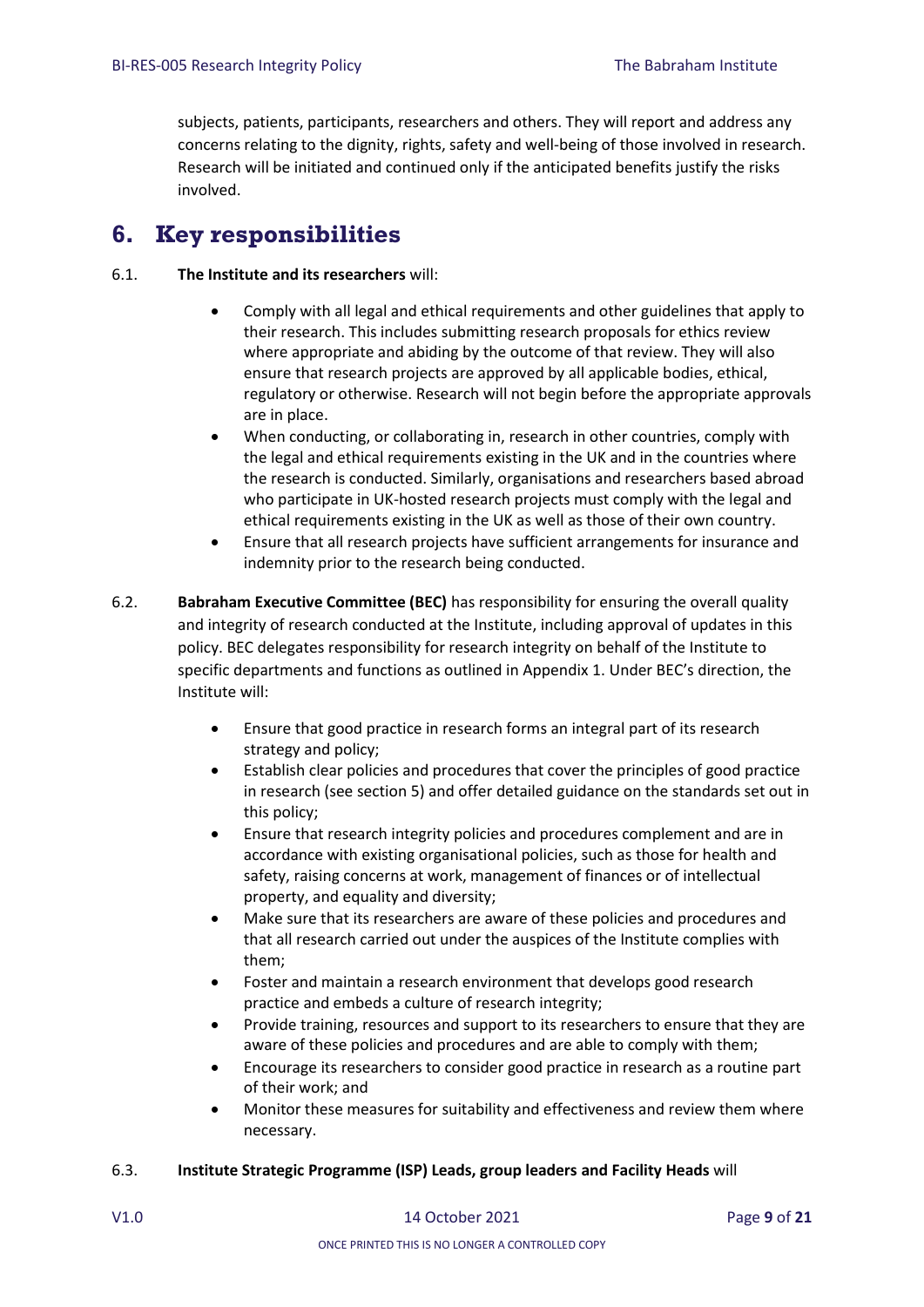subjects, patients, participants, researchers and others. They will report and address any concerns relating to the dignity, rights, safety and well-being of those involved in research. Research will be initiated and continued only if the anticipated benefits justify the risks involved.

# 6. Key responsibilities

6.1. **The Institute and its researchers** will:

- Comply with all legal and ethical requirements and other guidelines that apply to their research. This includes submitting research proposals for ethics review where appropriate and abiding by the outcome of that review. They will also ensure that research projects are approved by all applicable bodies, ethical, regulatory or otherwise. Research will not begin before the appropriate approvals are in place.
- When conducting, or collaborating in, research in other countries, comply with the legal and ethical requirements existing in the UK and in the countries where the research is conducted. Similarly, organisations and researchers based abroad who participate in UK-hosted research projects must comply with the legal and ethical requirements existing in the UK as well as those of their own country.
- Ensure that all research projects have sufficient arrangements for insurance and indemnity prior to the research being conducted.

6.2. **Babraham Executive Committee (BEC)** has responsibility for ensuring the overall quality and integrity of research conducted at the Institute, including approval of updates in this policy. BEC delegates responsibility for research integrity on behalf of the Institute to specific departments and functions as outlined in Appendix 1. Under BEC's direction, the Institute will:

- Ensure that good practice in research forms an integral part of its research strategy and policy;
- Establish clear policies and procedures that cover the principles of good practice in research (see section 5) and offer detailed guidance on the standards set out in this policy;
- Ensure that research integrity policies and procedures complement and are in accordance with existing organisational policies, such as those for health and safety, raising concerns at work, management of finances or of intellectual property, and equality and diversity;
- Make sure that its researchers are aware of these policies and procedures and that all research carried out under the auspices of the Institute complies with them;
- Foster and maintain a research environment that develops good research practice and embeds a culture of research integrity;
- Provide training, resources and support to its researchers to ensure that they are aware of these policies and procedures and are able to comply with them;
- Encourage its researchers to consider good practice in research as a routine part of their work; and
- Monitor these measures for suitability and effectiveness and review them where necessary.

6.3. **Institute Strategic Programme (ISP) Leads, group leaders and Facility Heads** will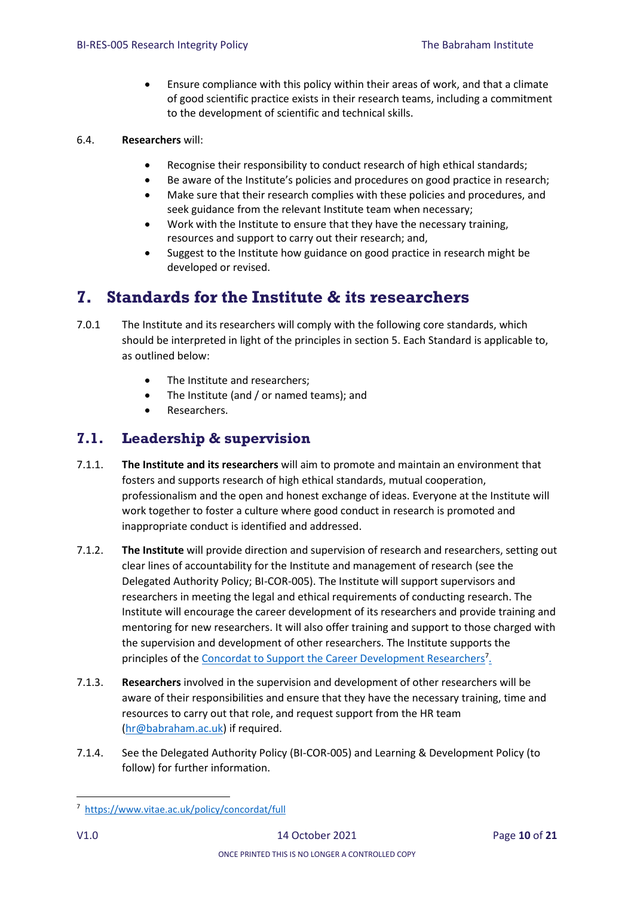- Ensure compliance with this policy within their areas of work, and that a climate of good scientific practice exists in their research teams, including a commitment to the development of scientific and technical skills.

6.4. **Researchers** will:

- Recognise their responsibility to conduct research of high ethical standards;
- Be aware of the Institute's policies and procedures on good practice in research;
- Make sure that their research complies with these policies and procedures, and seek guidance from the relevant Institute team when necessary;
- Work with the Institute to ensure that they have the necessary training, resources and support to carry out their research; and,
- Suggest to the Institute how guidance on good practice in research might be developed or revised.

# 7. Standards for the Institute & its researchers

7.0.1 The Institute and its researchers will comply with the following core standards, which should be interpreted in light of the principles in section 5. Each Standard is applicable to, as outlined below:

- The Institute and researchers;
- The Institute (and / or named teams); and
- Researchers.

## 7.1. Leadership & supervision

7.1.1. **The Institute and its researchers** will aim to promote and maintain an environment that fosters and supports research of high ethical standards, mutual cooperation, professionalism and the open and honest exchange of ideas. Everyone at the Institute will work together to foster a culture where good conduct in research is promoted and inappropriate conduct is identified and addressed.

7.1.2. **The Institute** will provide direction and supervision of research and researchers, setting out clear lines of accountability for the Institute and management of research (see the Delegated Authority Policy; BI-COR-005). The Institute will support supervisors and researchers in meeting the legal and ethical requirements of conducting research. The Institute will encourage the career development of its researchers and provide training and mentoring for new researchers. It will also offer training and support to those charged with the supervision and development of other researchers. The Institute supports the principles of the Concordat to Support the Career Development Researchers[7].

7.1.3. **Researchers** involved in the supervision and development of other researchers will be aware of their responsibilities and ensure that they have the necessary training, time and resources to carry out that role, and request support from the HR team (hr@babraham.ac.uk) if required.

7.1.4. See the Delegated Authority Policy (BI-COR-005) and Learning & Development Policy (to follow) for further information.

[7] https://www.vitae.ac.uk/policy/concordat/full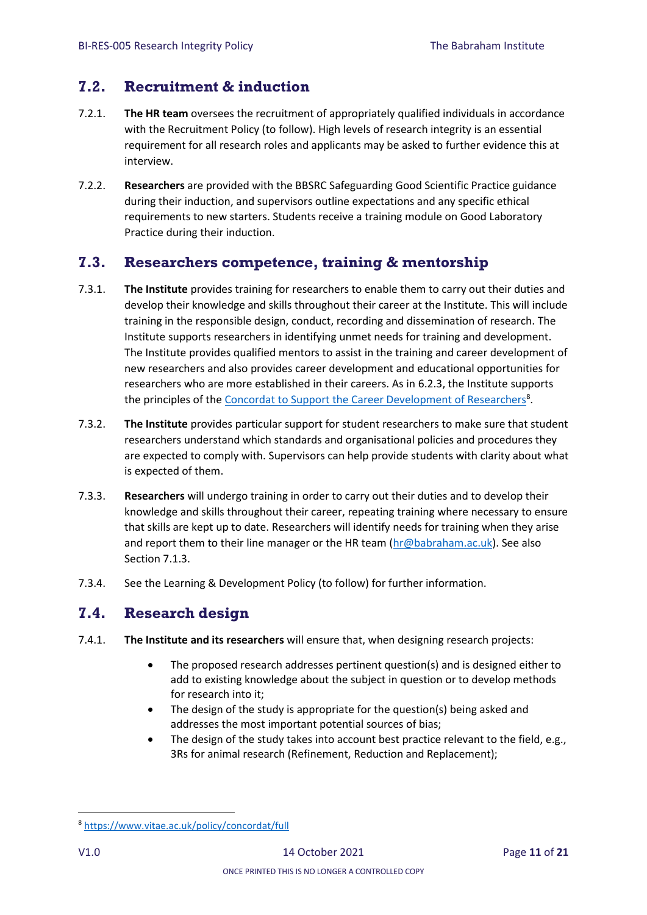## 7.2. Recruitment & induction

7.2.1. **The HR team** oversees the recruitment of appropriately qualified individuals in accordance with the Recruitment Policy (to follow). High levels of research integrity is an essential requirement for all research roles and applicants may be asked to further evidence this at interview.

7.2.2. **Researchers** are provided with the BBSRC Safeguarding Good Scientific Practice guidance during their induction, and supervisors outline expectations and any specific ethical requirements to new starters. Students receive a training module on Good Laboratory Practice during their induction.

## 7.3. Researchers competence, training & mentorship

7.3.1. **The Institute** provides training for researchers to enable them to carry out their duties and develop their knowledge and skills throughout their career at the Institute. This will include training in the responsible design, conduct, recording and dissemination of research. The Institute supports researchers in identifying unmet needs for training and development. The Institute provides qualified mentors to assist in the training and career development of new researchers and also provides career development and educational opportunities for researchers who are more established in their careers. As in 6.2.3, the Institute supports the principles of the [Concordat to Support the Career Development of Researchers](https://www.vitae.ac.uk/policy/concordat/full)[8].

7.3.2. **The Institute** provides particular support for student researchers to make sure that student researchers understand which standards and organisational policies and procedures they are expected to comply with. Supervisors can help provide students with clarity about what is expected of them.

7.3.3. **Researchers** will undergo training in order to carry out their duties and to develop their knowledge and skills throughout their career, repeating training where necessary to ensure that skills are kept up to date. Researchers will identify needs for training when they arise and report them to their line manager or the HR team (hr@babraham.ac.uk). See also Section 7.1.3.

7.3.4. See the Learning & Development Policy (to follow) for further information.

## 7.4. Research design

7.4.1. **The Institute and its researchers** will ensure that, when designing research projects:

- The proposed research addresses pertinent question(s) and is designed either to add to existing knowledge about the subject in question or to develop methods for research into it;
- The design of the study is appropriate for the question(s) being asked and addresses the most important potential sources of bias;
- The design of the study takes into account best practice relevant to the field, e.g., 3Rs for animal research (Refinement, Reduction and Replacement);

---

[8] https://www.vitae.ac.uk/policy/concordat/full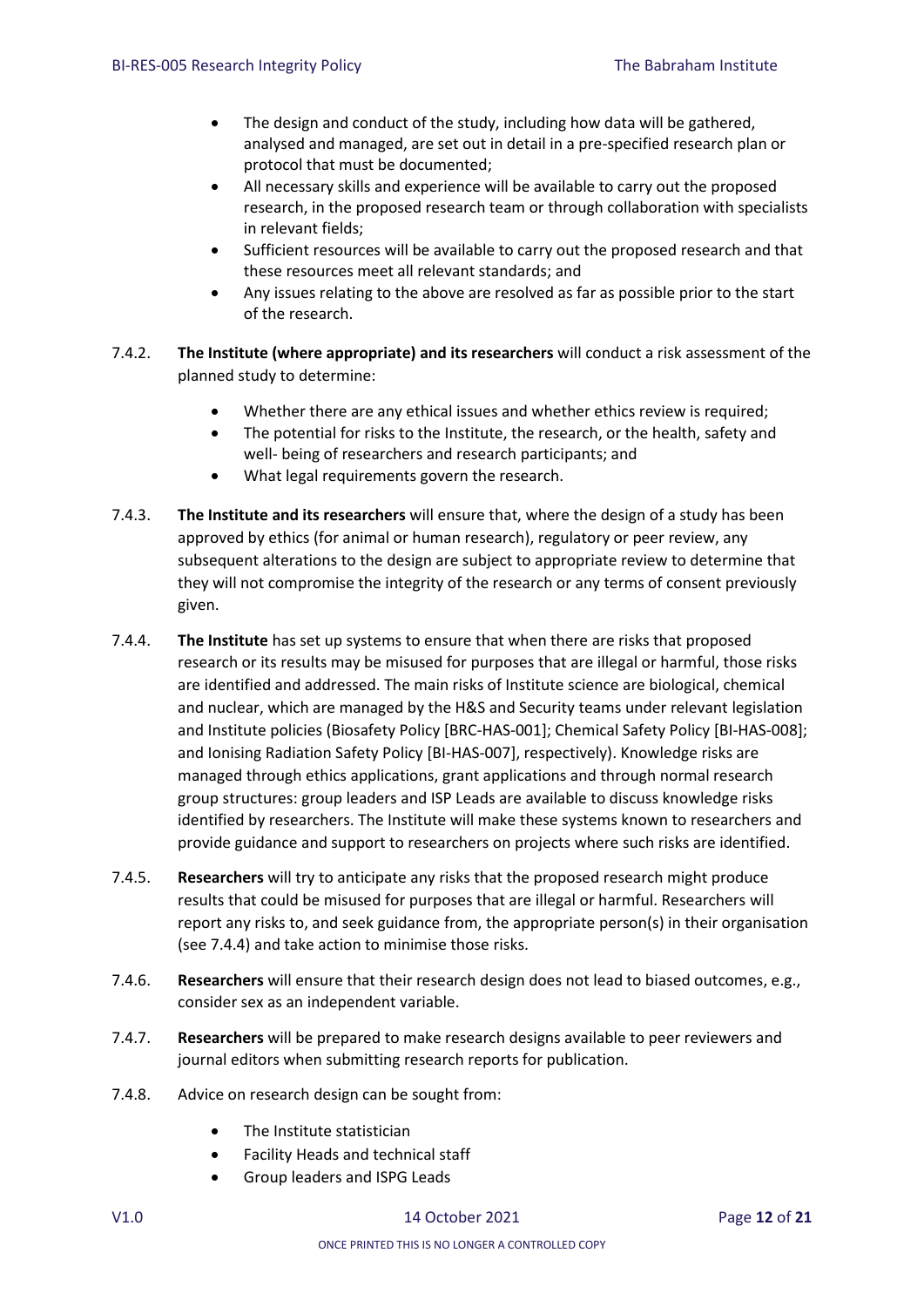- The design and conduct of the study, including how data will be gathered, analysed and managed, are set out in detail in a pre-specified research plan or protocol that must be documented;
- All necessary skills and experience will be available to carry out the proposed research, in the proposed research team or through collaboration with specialists in relevant fields;
- Sufficient resources will be available to carry out the proposed research and that these resources meet all relevant standards; and
- Any issues relating to the above are resolved as far as possible prior to the start of the research.

7.4.2. **The Institute (where appropriate) and its researchers** will conduct a risk assessment of the planned study to determine:

- Whether there are any ethical issues and whether ethics review is required;
- The potential for risks to the Institute, the research, or the health, safety and well- being of researchers and research participants; and
- What legal requirements govern the research.

7.4.3. **The Institute and its researchers** will ensure that, where the design of a study has been approved by ethics (for animal or human research), regulatory or peer review, any subsequent alterations to the design are subject to appropriate review to determine that they will not compromise the integrity of the research or any terms of consent previously given.

7.4.4. **The Institute** has set up systems to ensure that when there are risks that proposed research or its results may be misused for purposes that are illegal or harmful, those risks are identified and addressed. The main risks of Institute science are biological, chemical and nuclear, which are managed by the H&S and Security teams under relevant legislation and Institute policies (Biosafety Policy [BRC-HAS-001]; Chemical Safety Policy [BI-HAS-008]; and Ionising Radiation Safety Policy [BI-HAS-007], respectively). Knowledge risks are managed through ethics applications, grant applications and through normal research group structures: group leaders and ISP Leads are available to discuss knowledge risks identified by researchers. The Institute will make these systems known to researchers and provide guidance and support to researchers on projects where such risks are identified.

7.4.5. **Researchers** will try to anticipate any risks that the proposed research might produce results that could be misused for purposes that are illegal or harmful. Researchers will report any risks to, and seek guidance from, the appropriate person(s) in their organisation (see 7.4.4) and take action to minimise those risks.

7.4.6. **Researchers** will ensure that their research design does not lead to biased outcomes, e.g., consider sex as an independent variable.

7.4.7. **Researchers** will be prepared to make research designs available to peer reviewers and journal editors when submitting research reports for publication.

7.4.8. Advice on research design can be sought from:

- The Institute statistician
- Facility Heads and technical staff
- Group leaders and ISPG Leads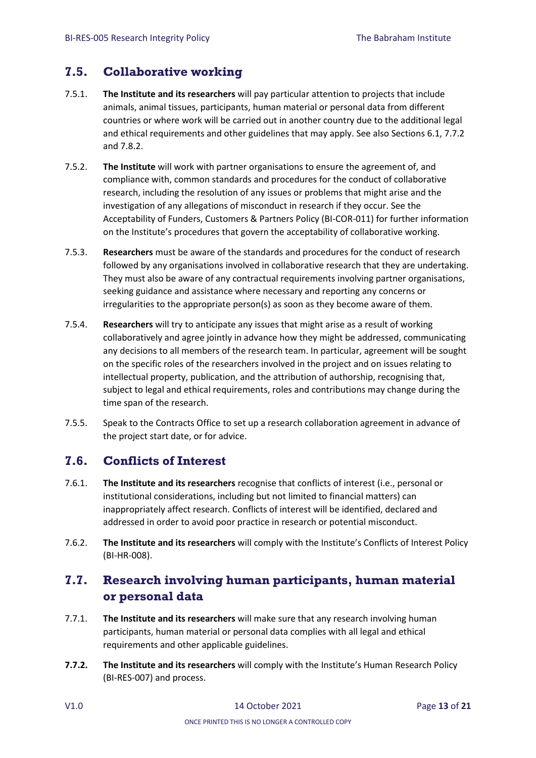## 7.5. Collaborative working

7.5.1. **The Institute and its researchers** will pay particular attention to projects that include animals, animal tissues, participants, human material or personal data from different countries or where work will be carried out in another country due to the additional legal and ethical requirements and other guidelines that may apply. See also Sections 6.1, 7.7.2 and 7.8.2.

7.5.2. **The Institute** will work with partner organisations to ensure the agreement of, and compliance with, common standards and procedures for the conduct of collaborative research, including the resolution of any issues or problems that might arise and the investigation of any allegations of misconduct in research if they occur. See the Acceptability of Funders, Customers & Partners Policy (BI-COR-011) for further information on the Institute's procedures that govern the acceptability of collaborative working.

7.5.3. **Researchers** must be aware of the standards and procedures for the conduct of research followed by any organisations involved in collaborative research that they are undertaking. They must also be aware of any contractual requirements involving partner organisations, seeking guidance and assistance where necessary and reporting any concerns or irregularities to the appropriate person(s) as soon as they become aware of them.

7.5.4. **Researchers** will try to anticipate any issues that might arise as a result of working collaboratively and agree jointly in advance how they might be addressed, communicating any decisions to all members of the research team. In particular, agreement will be sought on the specific roles of the researchers involved in the project and on issues relating to intellectual property, publication, and the attribution of authorship, recognising that, subject to legal and ethical requirements, roles and contributions may change during the time span of the research.

7.5.5. Speak to the Contracts Office to set up a research collaboration agreement in advance of the project start date, or for advice.

## 7.6. Conflicts of Interest

7.6.1. **The Institute and its researchers** recognise that conflicts of interest (i.e., personal or institutional considerations, including but not limited to financial matters) can inappropriately affect research. Conflicts of interest will be identified, declared and addressed in order to avoid poor practice in research or potential misconduct.

7.6.2. **The Institute and its researchers** will comply with the Institute's Conflicts of Interest Policy (BI-HR-008).

## 7.7. Research involving human participants, human material or personal data

7.7.1. **The Institute and its researchers** will make sure that any research involving human participants, human material or personal data complies with all legal and ethical requirements and other applicable guidelines.

**7.7.2.** **The Institute and its researchers** will comply with the Institute's Human Research Policy (BI-RES-007) and process.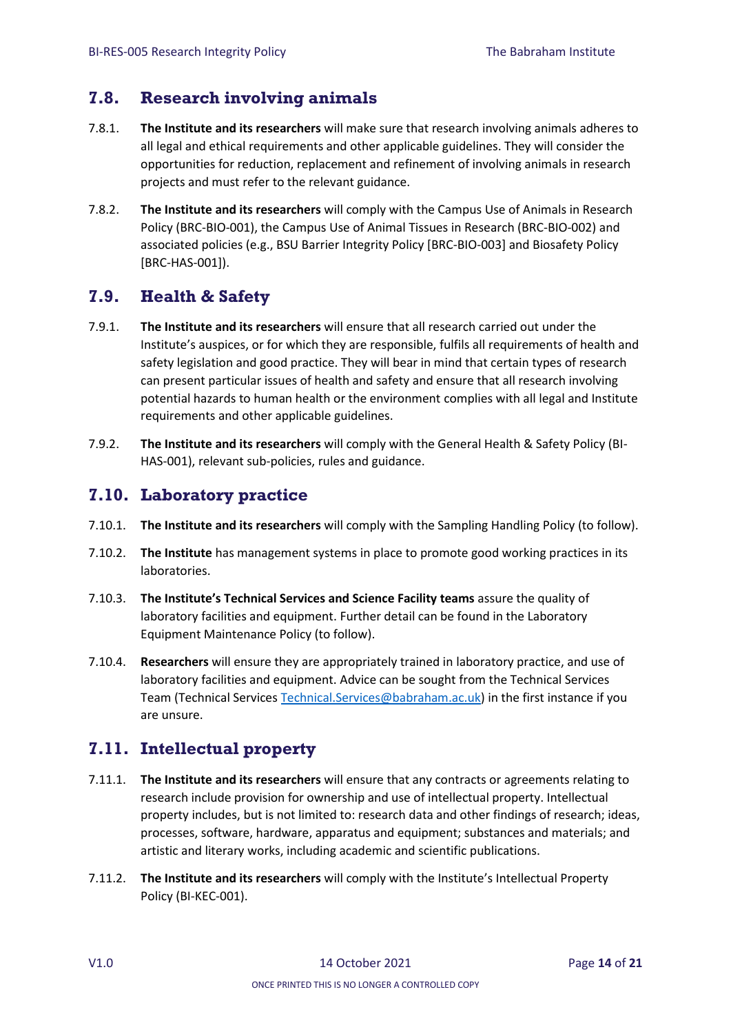## 7.8. Research involving animals

7.8.1. **The Institute and its researchers** will make sure that research involving animals adheres to all legal and ethical requirements and other applicable guidelines. They will consider the opportunities for reduction, replacement and refinement of involving animals in research projects and must refer to the relevant guidance.

7.8.2. **The Institute and its researchers** will comply with the Campus Use of Animals in Research Policy (BRC-BIO-001), the Campus Use of Animal Tissues in Research (BRC-BIO-002) and associated policies (e.g., BSU Barrier Integrity Policy [BRC-BIO-003] and Biosafety Policy [BRC-HAS-001]).

## 7.9. Health & Safety

7.9.1. **The Institute and its researchers** will ensure that all research carried out under the Institute's auspices, or for which they are responsible, fulfils all requirements of health and safety legislation and good practice. They will bear in mind that certain types of research can present particular issues of health and safety and ensure that all research involving potential hazards to human health or the environment complies with all legal and Institute requirements and other applicable guidelines.

7.9.2. **The Institute and its researchers** will comply with the General Health & Safety Policy (BI-HAS-001), relevant sub-policies, rules and guidance.

## 7.10. Laboratory practice

7.10.1. **The Institute and its researchers** will comply with the Sampling Handling Policy (to follow).

7.10.2. **The Institute** has management systems in place to promote good working practices in its laboratories.

7.10.3. **The Institute's Technical Services and Science Facility teams** assure the quality of laboratory facilities and equipment. Further detail can be found in the Laboratory Equipment Maintenance Policy (to follow).

7.10.4. **Researchers** will ensure they are appropriately trained in laboratory practice, and use of laboratory facilities and equipment. Advice can be sought from the Technical Services Team (Technical Services Technical.Services@babraham.ac.uk) in the first instance if you are unsure.

## 7.11. Intellectual property

7.11.1. **The Institute and its researchers** will ensure that any contracts or agreements relating to research include provision for ownership and use of intellectual property. Intellectual property includes, but is not limited to: research data and other findings of research; ideas, processes, software, hardware, apparatus and equipment; substances and materials; and artistic and literary works, including academic and scientific publications.

7.11.2. **The Institute and its researchers** will comply with the Institute's Intellectual Property Policy (BI-KEC-001).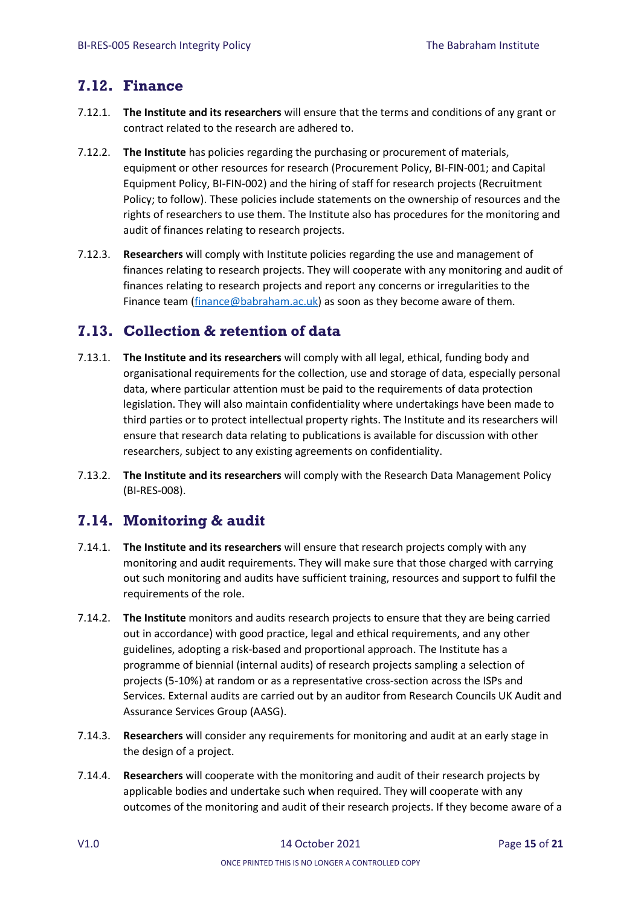## 7.12. Finance

7.12.1. **The Institute and its researchers** will ensure that the terms and conditions of any grant or contract related to the research are adhered to.

7.12.2. **The Institute** has policies regarding the purchasing or procurement of materials, equipment or other resources for research (Procurement Policy, BI-FIN-001; and Capital Equipment Policy, BI-FIN-002) and the hiring of staff for research projects (Recruitment Policy; to follow). These policies include statements on the ownership of resources and the rights of researchers to use them. The Institute also has procedures for the monitoring and audit of finances relating to research projects.

7.12.3. **Researchers** will comply with Institute policies regarding the use and management of finances relating to research projects. They will cooperate with any monitoring and audit of finances relating to research projects and report any concerns or irregularities to the Finance team (finance@babraham.ac.uk) as soon as they become aware of them.

## 7.13. Collection & retention of data

7.13.1. **The Institute and its researchers** will comply with all legal, ethical, funding body and organisational requirements for the collection, use and storage of data, especially personal data, where particular attention must be paid to the requirements of data protection legislation. They will also maintain confidentiality where undertakings have been made to third parties or to protect intellectual property rights. The Institute and its researchers will ensure that research data relating to publications is available for discussion with other researchers, subject to any existing agreements on confidentiality.

7.13.2. **The Institute and its researchers** will comply with the Research Data Management Policy (BI-RES-008).

## 7.14. Monitoring & audit

7.14.1. **The Institute and its researchers** will ensure that research projects comply with any monitoring and audit requirements. They will make sure that those charged with carrying out such monitoring and audits have sufficient training, resources and support to fulfil the requirements of the role.

7.14.2. **The Institute** monitors and audits research projects to ensure that they are being carried out in accordance) with good practice, legal and ethical requirements, and any other guidelines, adopting a risk-based and proportional approach. The Institute has a programme of biennial (internal audits) of research projects sampling a selection of projects (5-10%) at random or as a representative cross-section across the ISPs and Services. External audits are carried out by an auditor from Research Councils UK Audit and Assurance Services Group (AASG).

7.14.3. **Researchers** will consider any requirements for monitoring and audit at an early stage in the design of a project.

7.14.4. **Researchers** will cooperate with the monitoring and audit of their research projects by applicable bodies and undertake such when required. They will cooperate with any outcomes of the monitoring and audit of their research projects. If they become aware of a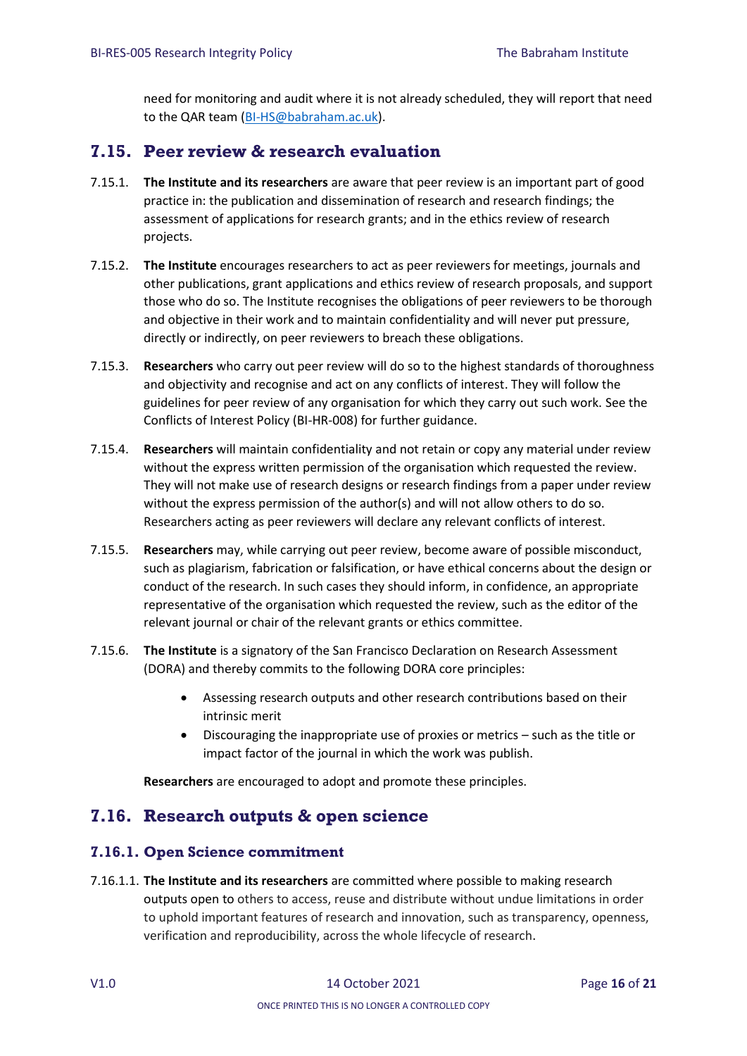need for monitoring and audit where it is not already scheduled, they will report that need to the QAR team (BI-HS@babraham.ac.uk).

## 7.15. Peer review & research evaluation

7.15.1. **The Institute and its researchers** are aware that peer review is an important part of good practice in: the publication and dissemination of research and research findings; the assessment of applications for research grants; and in the ethics review of research projects.

7.15.2. **The Institute** encourages researchers to act as peer reviewers for meetings, journals and other publications, grant applications and ethics review of research proposals, and support those who do so. The Institute recognises the obligations of peer reviewers to be thorough and objective in their work and to maintain confidentiality and will never put pressure, directly or indirectly, on peer reviewers to breach these obligations.

7.15.3. **Researchers** who carry out peer review will do so to the highest standards of thoroughness and objectivity and recognise and act on any conflicts of interest. They will follow the guidelines for peer review of any organisation for which they carry out such work. See the Conflicts of Interest Policy (BI-HR-008) for further guidance.

7.15.4. **Researchers** will maintain confidentiality and not retain or copy any material under review without the express written permission of the organisation which requested the review. They will not make use of research designs or research findings from a paper under review without the express permission of the author(s) and will not allow others to do so. Researchers acting as peer reviewers will declare any relevant conflicts of interest.

7.15.5. **Researchers** may, while carrying out peer review, become aware of possible misconduct, such as plagiarism, fabrication or falsification, or have ethical concerns about the design or conduct of the research. In such cases they should inform, in confidence, an appropriate representative of the organisation which requested the review, such as the editor of the relevant journal or chair of the relevant grants or ethics committee.

7.15.6. **The Institute** is a signatory of the San Francisco Declaration on Research Assessment (DORA) and thereby commits to the following DORA core principles:

- Assessing research outputs and other research contributions based on their intrinsic merit
- Discouraging the inappropriate use of proxies or metrics – such as the title or impact factor of the journal in which the work was publish.

**Researchers** are encouraged to adopt and promote these principles.

## 7.16. Research outputs & open science

### 7.16.1. Open Science commitment

7.16.1.1. **The Institute and its researchers** are committed where possible to making research outputs open to others to access, reuse and distribute without undue limitations in order to uphold important features of research and innovation, such as transparency, openness, verification and reproducibility, across the whole lifecycle of research.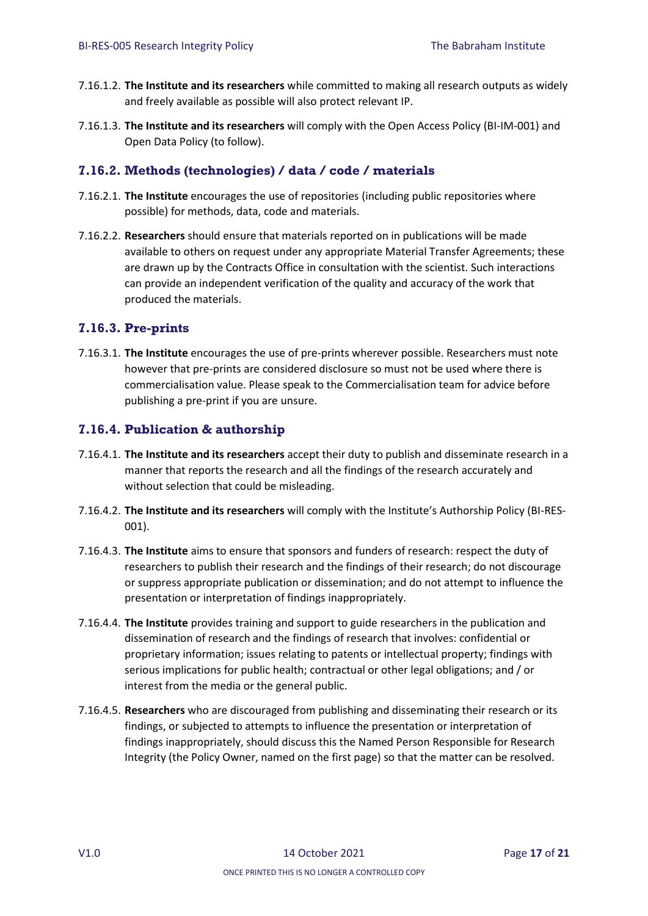7.16.1.2. **The Institute and its researchers** while committed to making all research outputs as widely and freely available as possible will also protect relevant IP.

7.16.1.3. **The Institute and its researchers** will comply with the Open Access Policy (BI-IM-001) and Open Data Policy (to follow).

### 7.16.2. Methods (technologies) / data / code / materials

7.16.2.1. **The Institute** encourages the use of repositories (including public repositories where possible) for methods, data, code and materials.

7.16.2.2. **Researchers** should ensure that materials reported on in publications will be made available to others on request under any appropriate Material Transfer Agreements; these are drawn up by the Contracts Office in consultation with the scientist. Such interactions can provide an independent verification of the quality and accuracy of the work that produced the materials.

### 7.16.3. Pre-prints

7.16.3.1. **The Institute** encourages the use of pre-prints wherever possible. Researchers must note however that pre-prints are considered disclosure so must not be used where there is commercialisation value. Please speak to the Commercialisation team for advice before publishing a pre-print if you are unsure.

### 7.16.4. Publication & authorship

7.16.4.1. **The Institute and its researchers** accept their duty to publish and disseminate research in a manner that reports the research and all the findings of the research accurately and without selection that could be misleading.

7.16.4.2. **The Institute and its researchers** will comply with the Institute's Authorship Policy (BI-RES-001).

7.16.4.3. **The Institute** aims to ensure that sponsors and funders of research: respect the duty of researchers to publish their research and the findings of their research; do not discourage or suppress appropriate publication or dissemination; and do not attempt to influence the presentation or interpretation of findings inappropriately.

7.16.4.4. **The Institute** provides training and support to guide researchers in the publication and dissemination of research and the findings of research that involves: confidential or proprietary information; issues relating to patents or intellectual property; findings with serious implications for public health; contractual or other legal obligations; and / or interest from the media or the general public.

7.16.4.5. **Researchers** who are discouraged from publishing and disseminating their research or its findings, or subjected to attempts to influence the presentation or interpretation of findings inappropriately, should discuss this the Named Person Responsible for Research Integrity (the Policy Owner, named on the first page) so that the matter can be resolved.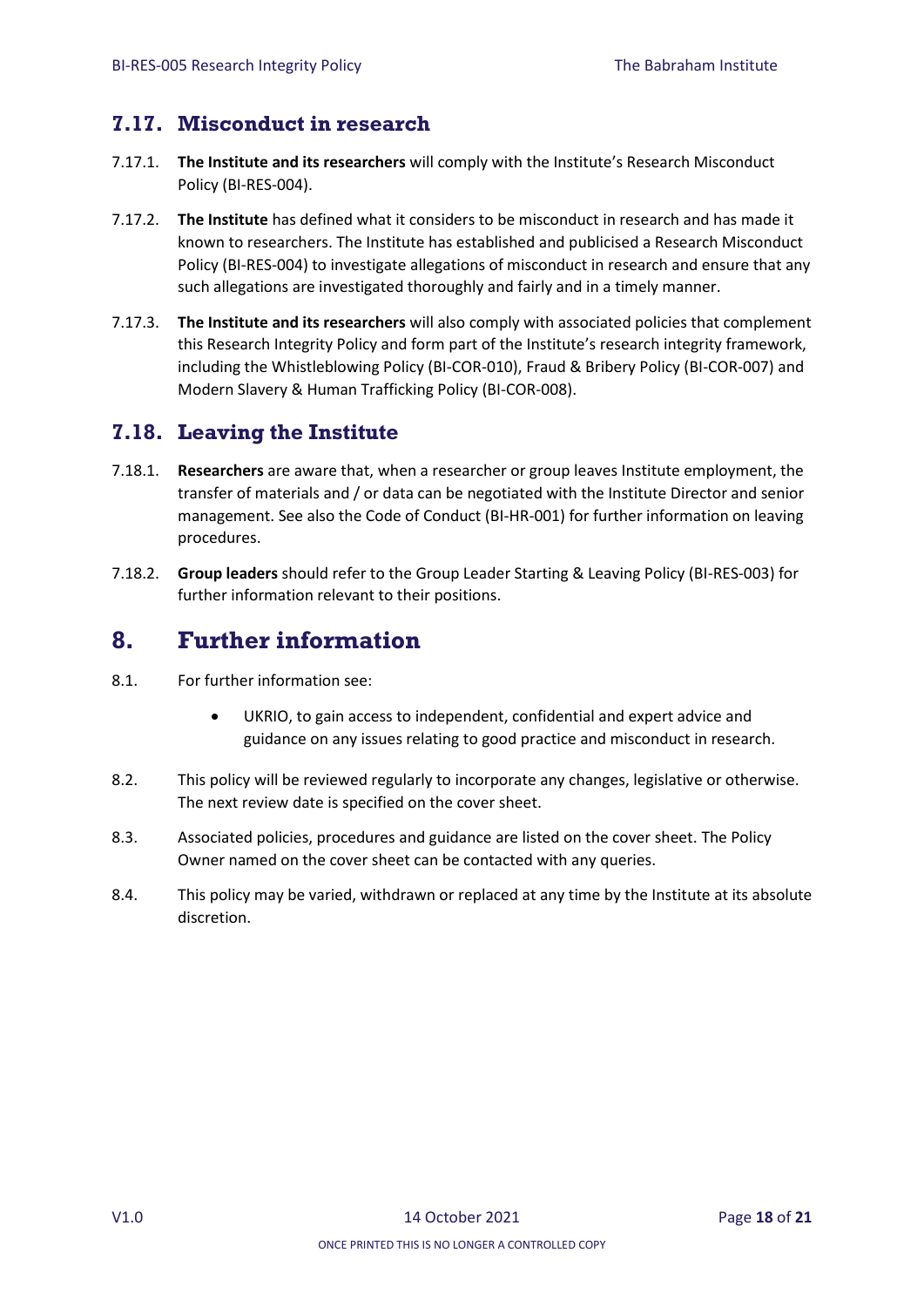## 7.17. Misconduct in research

7.17.1. **The Institute and its researchers** will comply with the Institute's Research Misconduct Policy (BI-RES-004).

7.17.2. **The Institute** has defined what it considers to be misconduct in research and has made it known to researchers. The Institute has established and publicised a Research Misconduct Policy (BI-RES-004) to investigate allegations of misconduct in research and ensure that any such allegations are investigated thoroughly and fairly and in a timely manner.

7.17.3. **The Institute and its researchers** will also comply with associated policies that complement this Research Integrity Policy and form part of the Institute's research integrity framework, including the Whistleblowing Policy (BI-COR-010), Fraud & Bribery Policy (BI-COR-007) and Modern Slavery & Human Trafficking Policy (BI-COR-008).

## 7.18. Leaving the Institute

7.18.1. **Researchers** are aware that, when a researcher or group leaves Institute employment, the transfer of materials and / or data can be negotiated with the Institute Director and senior management. See also the Code of Conduct (BI-HR-001) for further information on leaving procedures.

7.18.2. **Group leaders** should refer to the Group Leader Starting & Leaving Policy (BI-RES-003) for further information relevant to their positions.

# 8. Further information

8.1. For further information see:

- UKRIO, to gain access to independent, confidential and expert advice and guidance on any issues relating to good practice and misconduct in research.

8.2. This policy will be reviewed regularly to incorporate any changes, legislative or otherwise. The next review date is specified on the cover sheet.

8.3. Associated policies, procedures and guidance are listed on the cover sheet. The Policy Owner named on the cover sheet can be contacted with any queries.

8.4. This policy may be varied, withdrawn or replaced at any time by the Institute at its absolute discretion.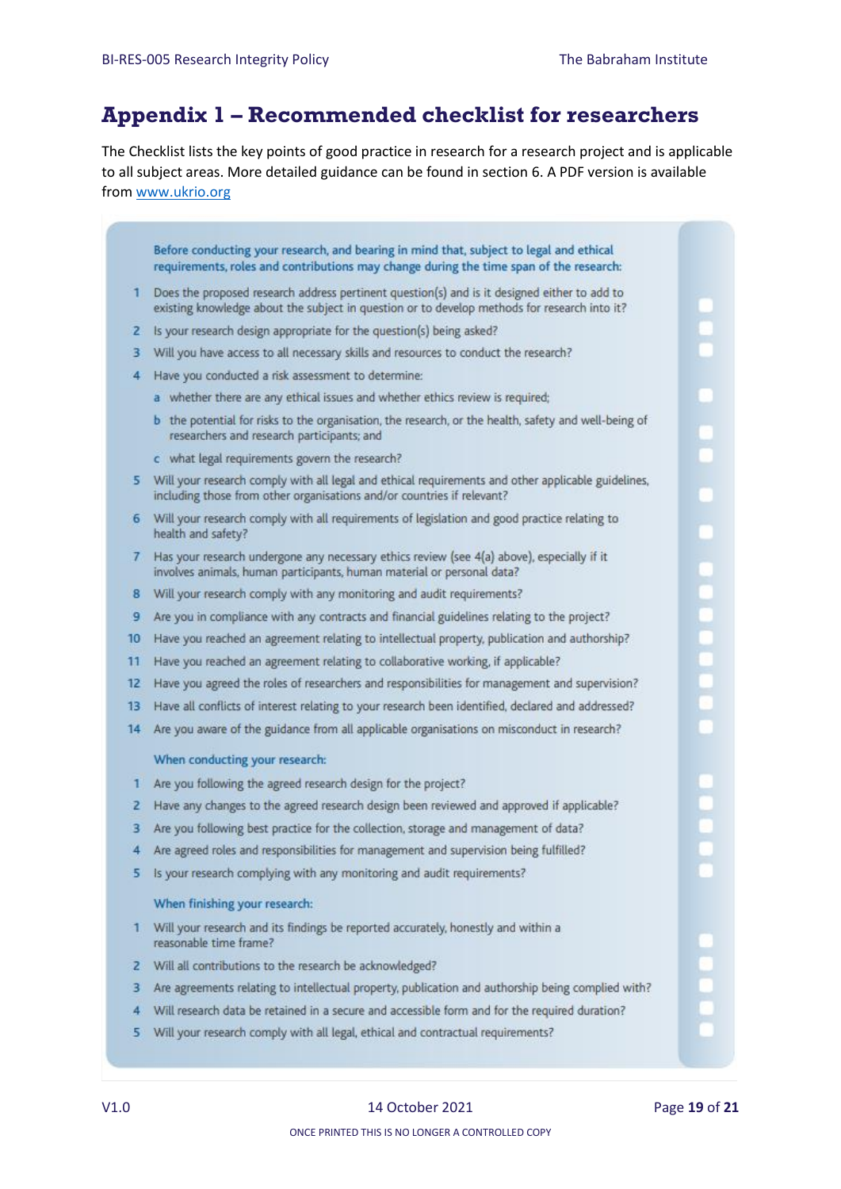# Appendix 1 – Recommended checklist for researchers

The Checklist lists the key points of good practice in research for a research project and is applicable to all subject areas. More detailed guidance can be found in section 6. A PDF version is available from [www.ukrio.org](http://www.ukrio.org)

**Before conducting your research, and bearing in mind that, subject to legal and ethical requirements, roles and contributions may change during the time span of the research:**

1. Does the proposed research address pertinent question(s) and is it designed either to add to existing knowledge about the subject in question or to develop methods for research into it? ☐
2. Is your research design appropriate for the question(s) being asked? ☐
3. Will you have access to all necessary skills and resources to conduct the research? ☐
4. Have you conducted a risk assessment to determine:
   - a. whether there are any ethical issues and whether ethics review is required; ☐
   - b. the potential for risks to the organisation, the research, or the health, safety and well-being of researchers and research participants; and ☐
   - c. what legal requirements govern the research? ☐
5. Will your research comply with all legal and ethical requirements and other applicable guidelines, including those from other organisations and/or countries if relevant? ☐
6. Will your research comply with all requirements of legislation and good practice relating to health and safety? ☐
7. Has your research undergone any necessary ethics review (see 4(a) above), especially if it involves animals, human participants, human material or personal data? ☐
8. Will your research comply with any monitoring and audit requirements? ☐
9. Are you in compliance with any contracts and financial guidelines relating to the project? ☐
10. Have you reached an agreement relating to intellectual property, publication and authorship? ☐
11. Have you reached an agreement relating to collaborative working, if applicable? ☐
12. Have you agreed the roles of researchers and responsibilities for management and supervision? ☐
13. Have all conflicts of interest relating to your research been identified, declared and addressed? ☐
14. Are you aware of the guidance from all applicable organisations on misconduct in research? ☐

**When conducting your research:**

1. Are you following the agreed research design for the project? ☐
2. Have any changes to the agreed research design been reviewed and approved if applicable? ☐
3. Are you following best practice for the collection, storage and management of data? ☐
4. Are agreed roles and responsibilities for management and supervision being fulfilled? ☐
5. Is your research complying with any monitoring and audit requirements? ☐

**When finishing your research:**

1. Will your research and its findings be reported accurately, honestly and within a reasonable time frame? ☐
2. Will all contributions to the research be acknowledged? ☐
3. Are agreements relating to intellectual property, publication and authorship being complied with? ☐
4. Will research data be retained in a secure and accessible form and for the required duration? ☐
5. Will your research comply with all legal, ethical and contractual requirements? ☐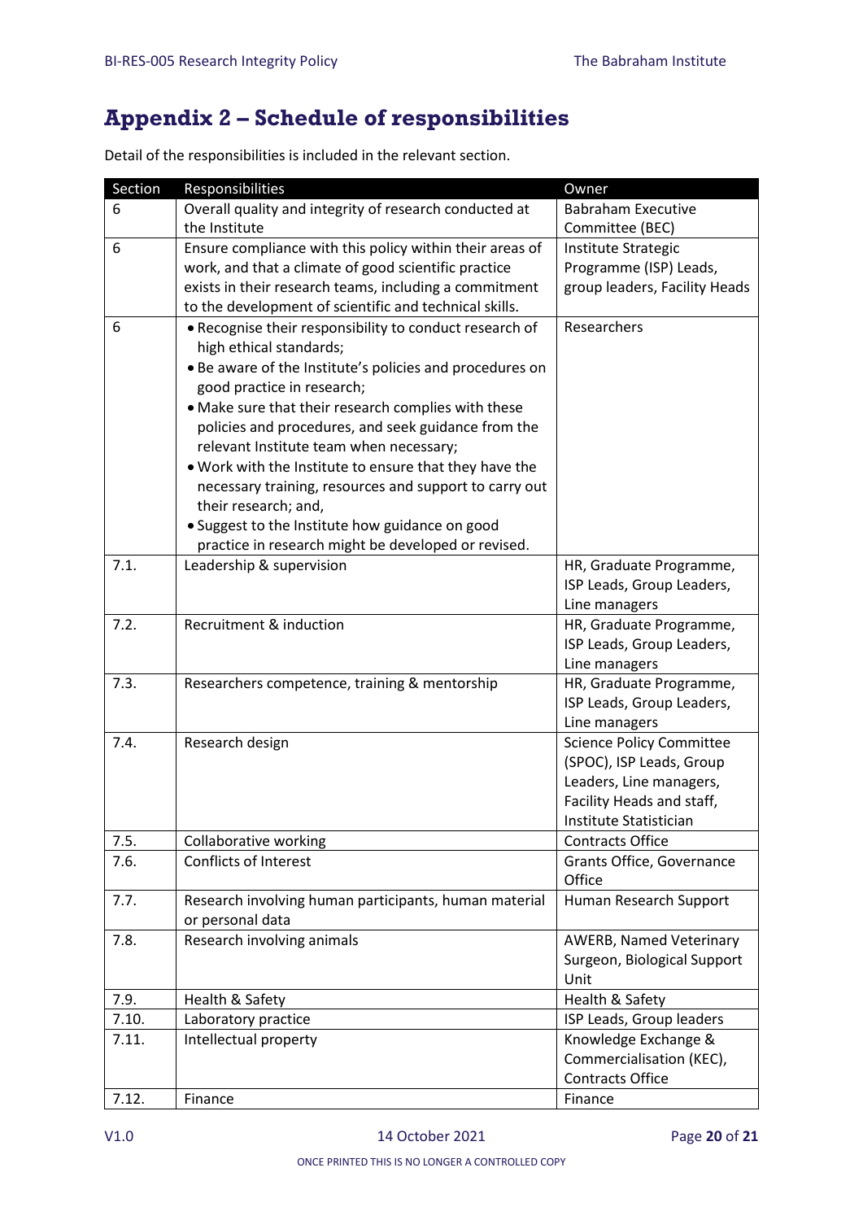# Appendix 2 – Schedule of responsibilities

Detail of the responsibilities is included in the relevant section.

| Section | Responsibilities | Owner |
|---|---|---|
| 6 | Overall quality and integrity of research conducted at the Institute | Babraham Executive Committee (BEC) |
| 6 | Ensure compliance with this policy within their areas of work, and that a climate of good scientific practice exists in their research teams, including a commitment to the development of scientific and technical skills. | Institute Strategic Programme (ISP) Leads, group leaders, Facility Heads |
| 6 | • Recognise their responsibility to conduct research of high ethical standards;<br>• Be aware of the Institute's policies and procedures on good practice in research;<br>• Make sure that their research complies with these policies and procedures, and seek guidance from the relevant Institute team when necessary;<br>• Work with the Institute to ensure that they have the necessary training, resources and support to carry out their research; and,<br>• Suggest to the Institute how guidance on good practice in research might be developed or revised. | Researchers |
| 7.1. | Leadership & supervision | HR, Graduate Programme, ISP Leads, Group Leaders, Line managers |
| 7.2. | Recruitment & induction | HR, Graduate Programme, ISP Leads, Group Leaders, Line managers |
| 7.3. | Researchers competence, training & mentorship | HR, Graduate Programme, ISP Leads, Group Leaders, Line managers |
| 7.4. | Research design | Science Policy Committee (SPOC), ISP Leads, Group Leaders, Line managers, Facility Heads and staff, Institute Statistician |
| 7.5. | Collaborative working | Contracts Office |
| 7.6. | Conflicts of Interest | Grants Office, Governance Office |
| 7.7. | Research involving human participants, human material or personal data | Human Research Support |
| 7.8. | Research involving animals | AWERB, Named Veterinary Surgeon, Biological Support Unit |
| 7.9. | Health & Safety | Health & Safety |
| 7.10. | Laboratory practice | ISP Leads, Group leaders |
| 7.11. | Intellectual property | Knowledge Exchange & Commercialisation (KEC), Contracts Office |
| 7.12. | Finance | Finance |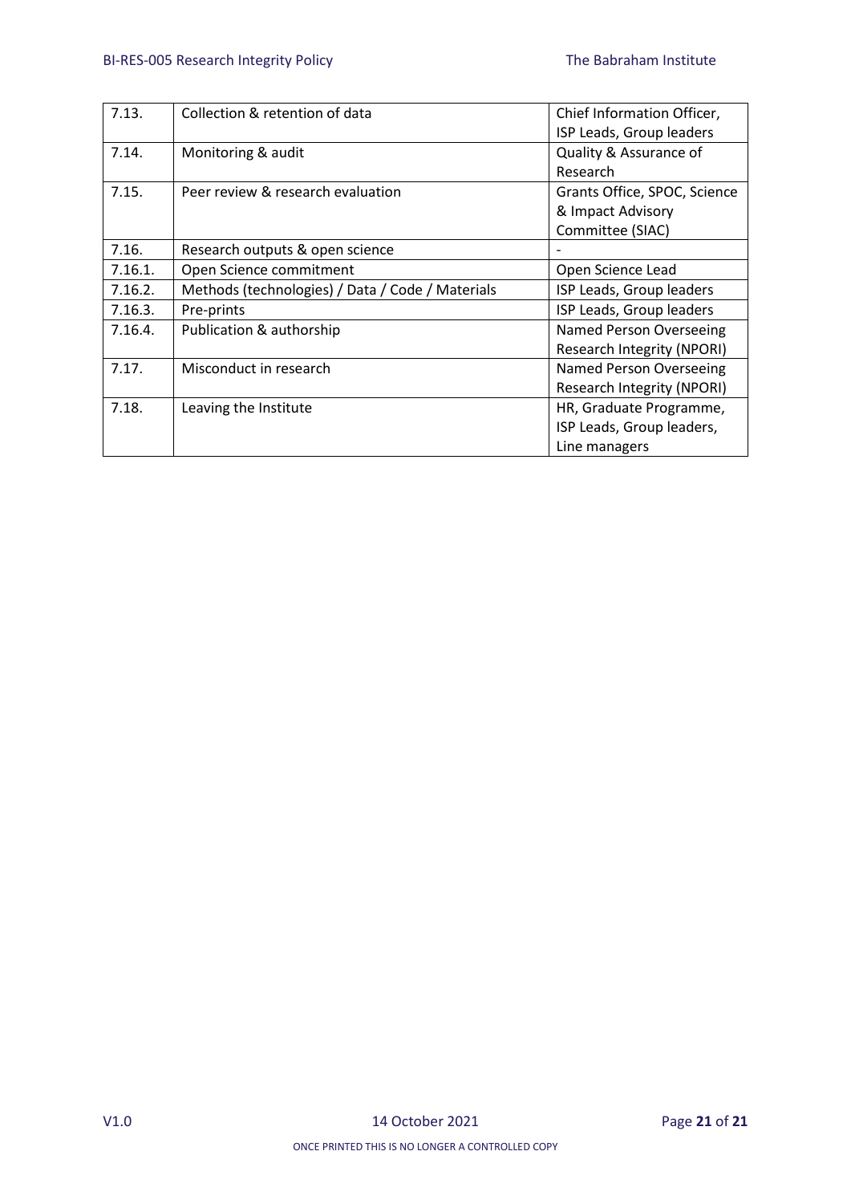| | | |
|---|---|---|
| 7.13. | Collection & retention of data | Chief Information Officer, ISP Leads, Group leaders |
| 7.14. | Monitoring & audit | Quality & Assurance of Research |
| 7.15. | Peer review & research evaluation | Grants Office, SPOC, Science & Impact Advisory Committee (SIAC) |
| 7.16. | Research outputs & open science | - |
| 7.16.1. | Open Science commitment | Open Science Lead |
| 7.16.2. | Methods (technologies) / Data / Code / Materials | ISP Leads, Group leaders |
| 7.16.3. | Pre-prints | ISP Leads, Group leaders |
| 7.16.4. | Publication & authorship | Named Person Overseeing Research Integrity (NPORI) |
| 7.17. | Misconduct in research | Named Person Overseeing Research Integrity (NPORI) |
| 7.18. | Leaving the Institute | HR, Graduate Programme, ISP Leads, Group leaders, Line managers |